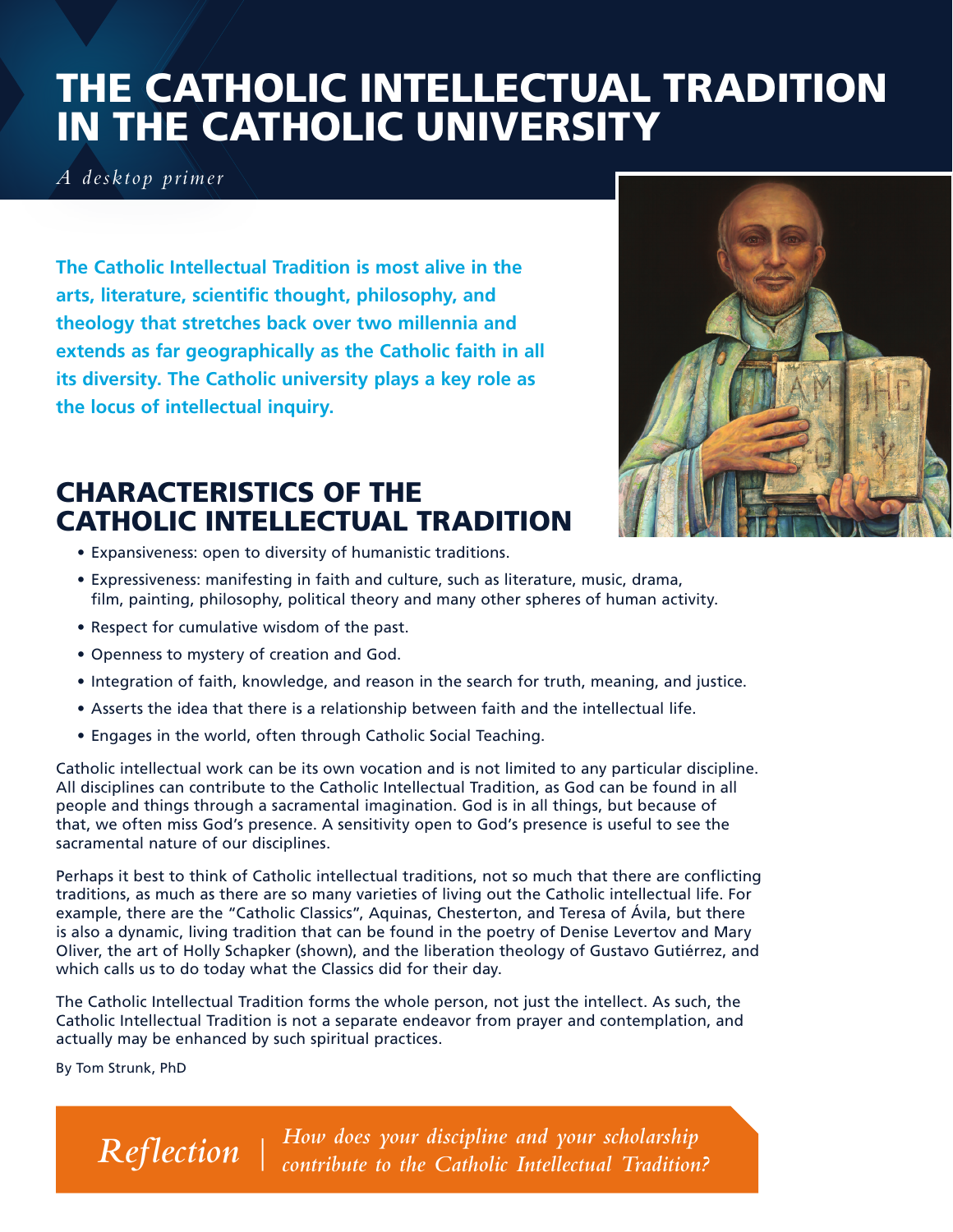# THE CATHOLIC INTELLECTUAL TRADITION IN THE CATHOLIC UNIVERSITY

*A desktop primer*

**The Catholic Intellectual Tradition is most alive in the arts, literature, scientific thought, philosophy, and theology that stretches back over two millennia and extends as far geographically as the Catholic faith in all its diversity. The Catholic university plays a key role as the locus of intellectual inquiry.**

## CHARACTERISTICS OF THE CATHOLIC INTELLECTUAL TRADITION

- Expansiveness: open to diversity of humanistic traditions.
- Expressiveness: manifesting in faith and culture, such as literature, music, drama, film, painting, philosophy, political theory and many other spheres of human activity.
- Respect for cumulative wisdom of the past.
- Openness to mystery of creation and God.
- Integration of faith, knowledge, and reason in the search for truth, meaning, and justice.
- Asserts the idea that there is a relationship between faith and the intellectual life.
- Engages in the world, often through Catholic Social Teaching.

Catholic intellectual work can be its own vocation and is not limited to any particular discipline. All disciplines can contribute to the Catholic Intellectual Tradition, as God can be found in all people and things through a sacramental imagination. God is in all things, but because of that, we often miss God's presence. A sensitivity open to God's presence is useful to see the sacramental nature of our disciplines.

Perhaps it best to think of Catholic intellectual traditions, not so much that there are conflicting traditions, as much as there are so many varieties of living out the Catholic intellectual life. For example, there are the "Catholic Classics", Aquinas, Chesterton, and Teresa of Ávila, but there is also a dynamic, living tradition that can be found in the poetry of Denise Levertov and Mary Oliver, the art of Holly Schapker (shown), and the liberation theology of Gustavo Gutiérrez, and which calls us to do today what the Classics did for their day.

The Catholic Intellectual Tradition forms the whole person, not just the intellect. As such, the Catholic Intellectual Tradition is not a separate endeavor from prayer and contemplation, and actually may be enhanced by such spiritual practices.

By Tom Strunk, PhD

*Reflection* | *How does your discipline and your scholarship contribute to the Catholic Intellectual Tradition?*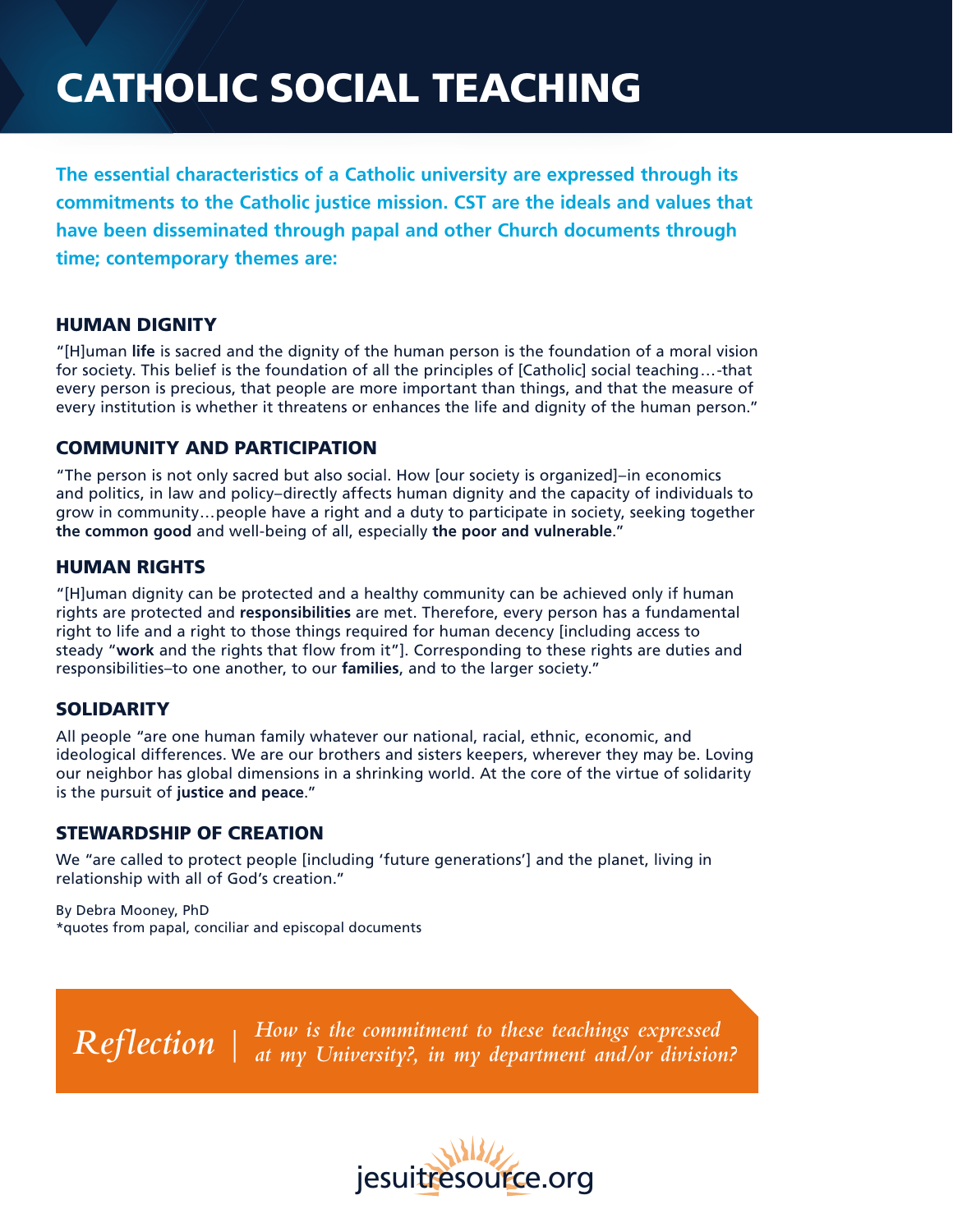# CATHOLIC SOCIAL TEACHING

**The essential characteristics of a Catholic university are expressed through its commitments to the Catholic justice mission. CST are the ideals and values that have been disseminated through papal and other Church documents through time; contemporary themes are:**

## HUMAN DIGNITY

"[H]uman **life** is sacred and the dignity of the human person is the foundation of a moral vision for society. This belief is the foundation of all the principles of [Catholic] social teaching…-that every person is precious, that people are more important than things, and that the measure of every institution is whether it threatens or enhances the life and dignity of the human person."

## COMMUNITY AND PARTICIPATION

"The person is not only sacred but also social. How [our society is organized]–in economics and politics, in law and policy–directly affects human dignity and the capacity of individuals to grow in community…people have a right and a duty to participate in society, seeking together **the common good** and well-being of all, especially **the poor and vulnerable**."

## HUMAN RIGHTS

"[H]uman dignity can be protected and a healthy community can be achieved only if human rights are protected and **responsibilities** are met. Therefore, every person has a fundamental right to life and a right to those things required for human decency [including access to steady "**work** and the rights that flow from it"]. Corresponding to these rights are duties and responsibilities–to one another, to our **families**, and to the larger society."

## SOLIDARITY

All people "are one human family whatever our national, racial, ethnic, economic, and ideological differences. We are our brothers and sisters keepers, wherever they may be. Loving our neighbor has global dimensions in a shrinking world. At the core of the virtue of solidarity is the pursuit of **justice and peace**."

## STEWARDSHIP OF CREATION

We "are called to protect people [including 'future generations'] and the planet, living in relationship with all of God's creation."

By Debra Mooney, PhD
*quotes from papal, conciliar and episcopal documents

*Reflection* | *How is the commitment to these teachings expressed at my University?, in my department and/or division?*

jesuitresource.org